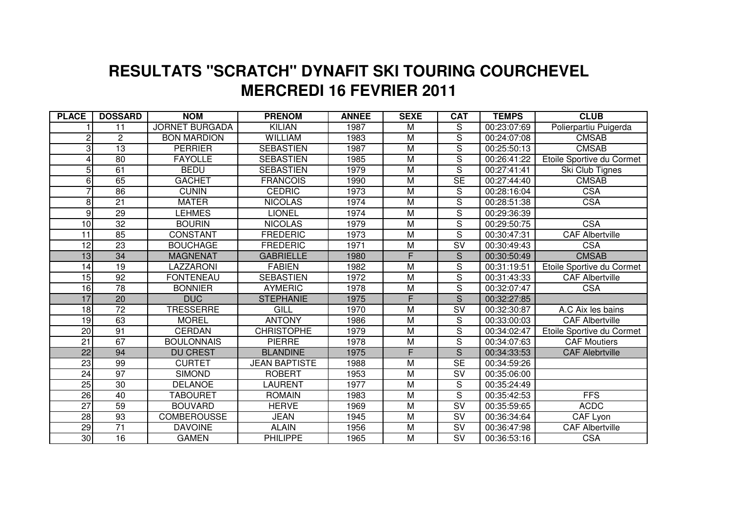# RESULTATS "SCRATCH" DYNAFIT SKI TOURING COURCHEVEL
## MERCREDI 16 FEVRIER 2011

| PLACE | DOSSARD | NOM | PRENOM | ANNEE | SEXE | CAT | TEMPS | CLUB |
|---|---|---|---|---|---|---|---|---|
| 1 | 11 | JORNET BURGADA | KILIAN | 1987 | M | S | 00:23:07:69 | Polierpartiu Puigerda |
| 2 | 2 | BON MARDION | WILLIAM | 1983 | M | S | 00:24:07:08 | CMSAB |
| 3 | 13 | PERRIER | SEBASTIEN | 1987 | M | S | 00:25:50:13 | CMSAB |
| 4 | 80 | FAYOLLE | SEBASTIEN | 1985 | M | S | 00:26:41:22 | Etoile Sportive du Cormet |
| 5 | 61 | BEDU | SEBASTIEN | 1979 | M | S | 00:27:41:41 | Ski Club Tignes |
| 6 | 65 | GACHET | FRANCOIS | 1990 | M | SE | 00:27:44:40 | CMSAB |
| 7 | 86 | CUNIN | CEDRIC | 1973 | M | S | 00:28:16:04 | CSA |
| 8 | 21 | MATER | NICOLAS | 1974 | M | S | 00:28:51:38 | CSA |
| 9 | 29 | LEHMES | LIONEL | 1974 | M | S | 00:29:36:39 | |
| 10 | 32 | BOURIN | NICOLAS | 1979 | M | S | 00:29:50:75 | CSA |
| 11 | 85 | CONSTANT | FREDERIC | 1973 | M | S | 00:30:47:31 | CAF Albertville |
| 12 | 23 | BOUCHAGE | FREDERIC | 1971 | M | SV | 00:30:49:43 | CSA |
| 13 | 34 | MAGNENAT | GABRIELLE | 1980 | F | S | 00:30:50:49 | CMSAB |
| 14 | 19 | LAZZARONI | FABIEN | 1982 | M | S | 00:31:19:51 | Etoile Sportive du Cormet |
| 15 | 92 | FONTENEAU | SEBASTIEN | 1972 | M | S | 00:31:43:33 | CAF Albertville |
| 16 | 78 | BONNIER | AYMERIC | 1978 | M | S | 00:32:07:47 | CSA |
| 17 | 20 | DUC | STEPHANIE | 1975 | F | S | 00:32:27:85 | |
| 18 | 72 | TRESSERRE | GILL | 1970 | M | SV | 00:32:30:87 | A.C Aix les bains |
| 19 | 63 | MOREL | ANTONY | 1986 | M | S | 00:33:00:03 | CAF Albertville |
| 20 | 91 | CERDAN | CHRISTOPHE | 1979 | M | S | 00:34:02:47 | Etoile Sportive du Cormet |
| 21 | 67 | BOULONNAIS | PIERRE | 1978 | M | S | 00:34:07:63 | CAF Moutiers |
| 22 | 94 | DU CREST | BLANDINE | 1975 | F | S | 00:34:33:53 | CAF Alebrtville |
| 23 | 99 | CURTET | JEAN BAPTISTE | 1988 | M | SE | 00:34:59:26 | |
| 24 | 97 | SIMOND | ROBERT | 1953 | M | SV | 00:35:06:00 | |
| 25 | 30 | DELANOE | LAURENT | 1977 | M | S | 00:35:24:49 | |
| 26 | 40 | TABOURET | ROMAIN | 1983 | M | S | 00:35:42:53 | FFS |
| 27 | 59 | BOUVARD | HERVE | 1969 | M | SV | 00:35:59:65 | ACDC |
| 28 | 93 | COMBEROUSSE | JEAN | 1945 | M | SV | 00:36:34:64 | CAF Lyon |
| 29 | 71 | DAVOINE | ALAIN | 1956 | M | SV | 00:36:47:98 | CAF Albertville |
| 30 | 16 | GAMEN | PHILIPPE | 1965 | M | SV | 00:36:53:16 | CSA |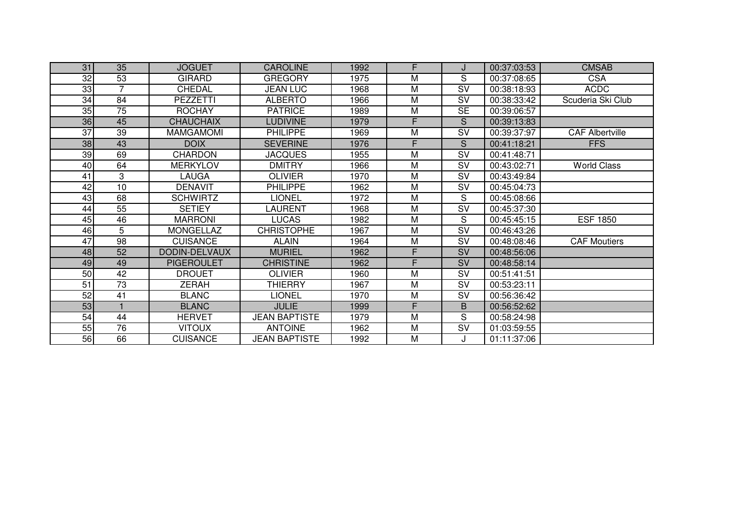| | | | | | | | | |
|---|---|---|---|---|---|---|---|---|
| 31 | 35 | JOGUET | CAROLINE | 1992 | F | J | 00:37:03:53 | CMSAB |
| 32 | 53 | GIRARD | GREGORY | 1975 | M | S | 00:37:08:65 | CSA |
| 33 | 7 | CHEDAL | JEAN LUC | 1968 | M | SV | 00:38:18:93 | ACDC |
| 34 | 84 | PEZZETTI | ALBERTO | 1966 | M | SV | 00:38:33:42 | Scuderia Ski Club |
| 35 | 75 | ROCHAY | PATRICE | 1989 | M | SE | 00:39:06:57 | |
| 36 | 45 | CHAUCHAIX | LUDIVINE | 1979 | F | S | 00:39:13:83 | |
| 37 | 39 | MAMGAMOMI | PHILIPPE | 1969 | M | SV | 00:39:37:97 | CAF Albertville |
| 38 | 43 | DOIX | SEVERINE | 1976 | F | S | 00:41:18:21 | FFS |
| 39 | 69 | CHARDON | JACQUES | 1955 | M | SV | 00:41:48:71 | |
| 40 | 64 | MERKYLOV | DMITRY | 1966 | M | SV | 00:43:02:71 | World Class |
| 41 | 3 | LAUGA | OLIVIER | 1970 | M | SV | 00:43:49:84 | |
| 42 | 10 | DENAVIT | PHILIPPE | 1962 | M | SV | 00:45:04:73 | |
| 43 | 68 | SCHWIRTZ | LIONEL | 1972 | M | S | 00:45:08:66 | |
| 44 | 55 | SETIEY | LAURENT | 1968 | M | SV | 00:45:37:30 | |
| 45 | 46 | MARRONI | LUCAS | 1982 | M | S | 00:45:45:15 | ESF 1850 |
| 46 | 5 | MONGELLAZ | CHRISTOPHE | 1967 | M | SV | 00:46:43:26 | |
| 47 | 98 | CUISANCE | ALAIN | 1964 | M | SV | 00:48:08:46 | CAF Moutiers |
| 48 | 52 | DODIN-DELVAUX | MURIEL | 1962 | F | SV | 00:48:56:06 | |
| 49 | 49 | PIGEROULET | CHRISTINE | 1962 | F | SV | 00:48:58:14 | |
| 50 | 42 | DROUET | OLIVIER | 1960 | M | SV | 00:51:41:51 | |
| 51 | 73 | ZERAH | THIERRY | 1967 | M | SV | 00:53:23:11 | |
| 52 | 41 | BLANC | LIONEL | 1970 | M | SV | 00:56:36:42 | |
| 53 | 1 | BLANC | JULIE | 1999 | F | B | 00:56:52:62 | |
| 54 | 44 | HERVET | JEAN BAPTISTE | 1979 | M | S | 00:58:24:98 | |
| 55 | 76 | VITOUX | ANTOINE | 1962 | M | SV | 01:03:59:55 | |
| 56 | 66 | CUISANCE | JEAN BAPTISTE | 1992 | M | J | 01:11:37:06 | |